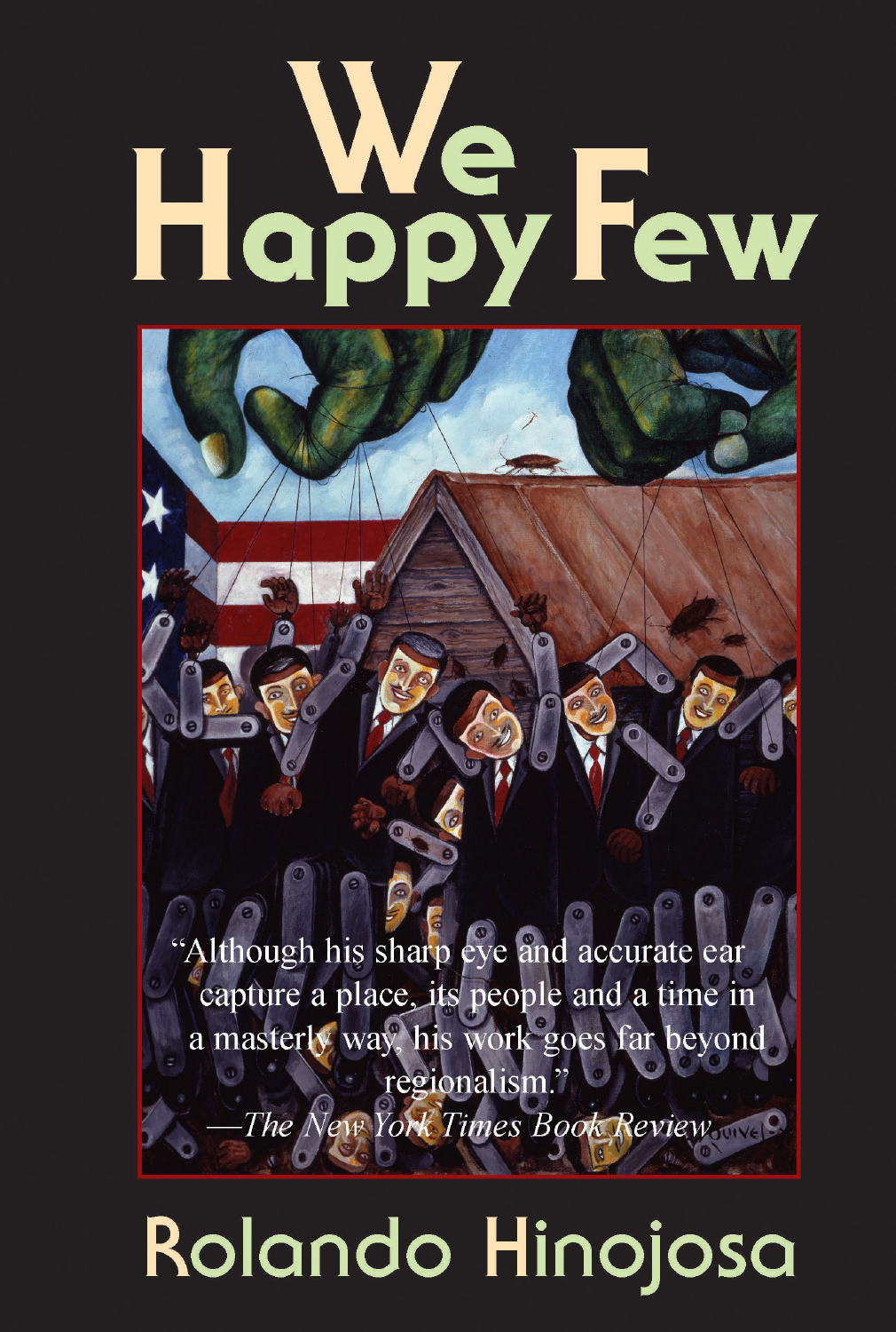# We Happy Few

"Although his sharp eye and accurate ear capture a place, its people and a time in a masterly way, his work goes far beyond regionalism."
—*The New York Times Book Review*

## Rolando Hinojosa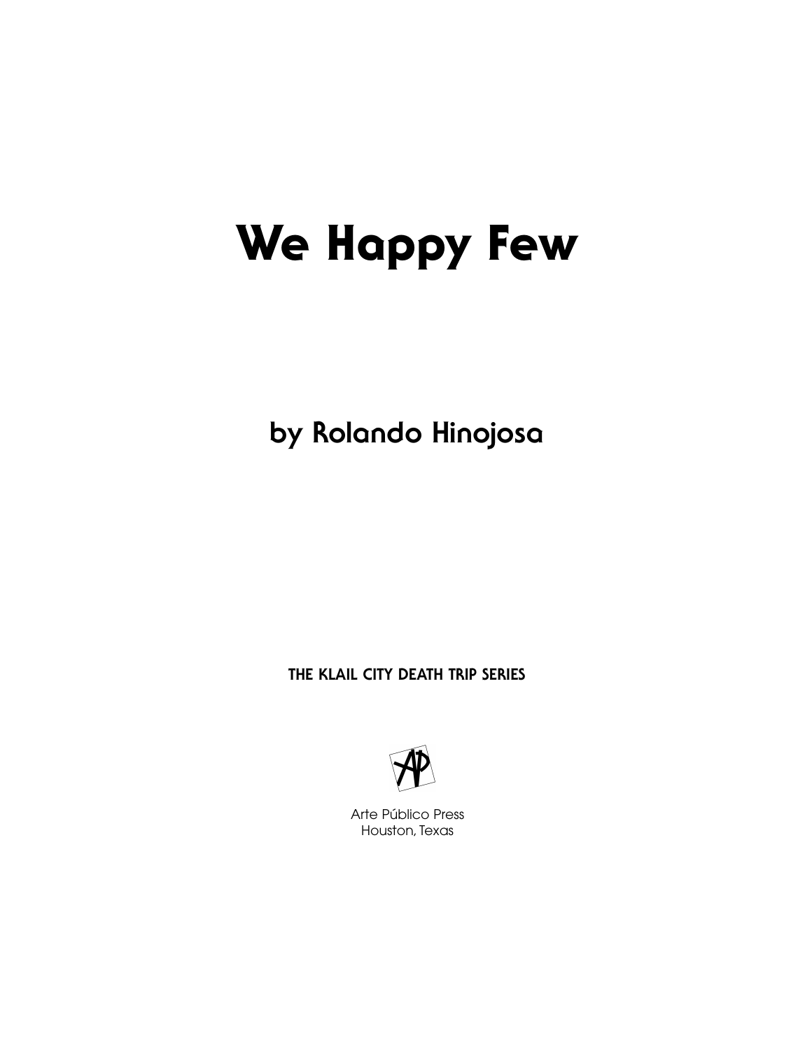# We Happy Few

## by Rolando Hinojosa

**THE KLAIL CITY DEATH TRIP SERIES**

Arte Público Press
Houston, Texas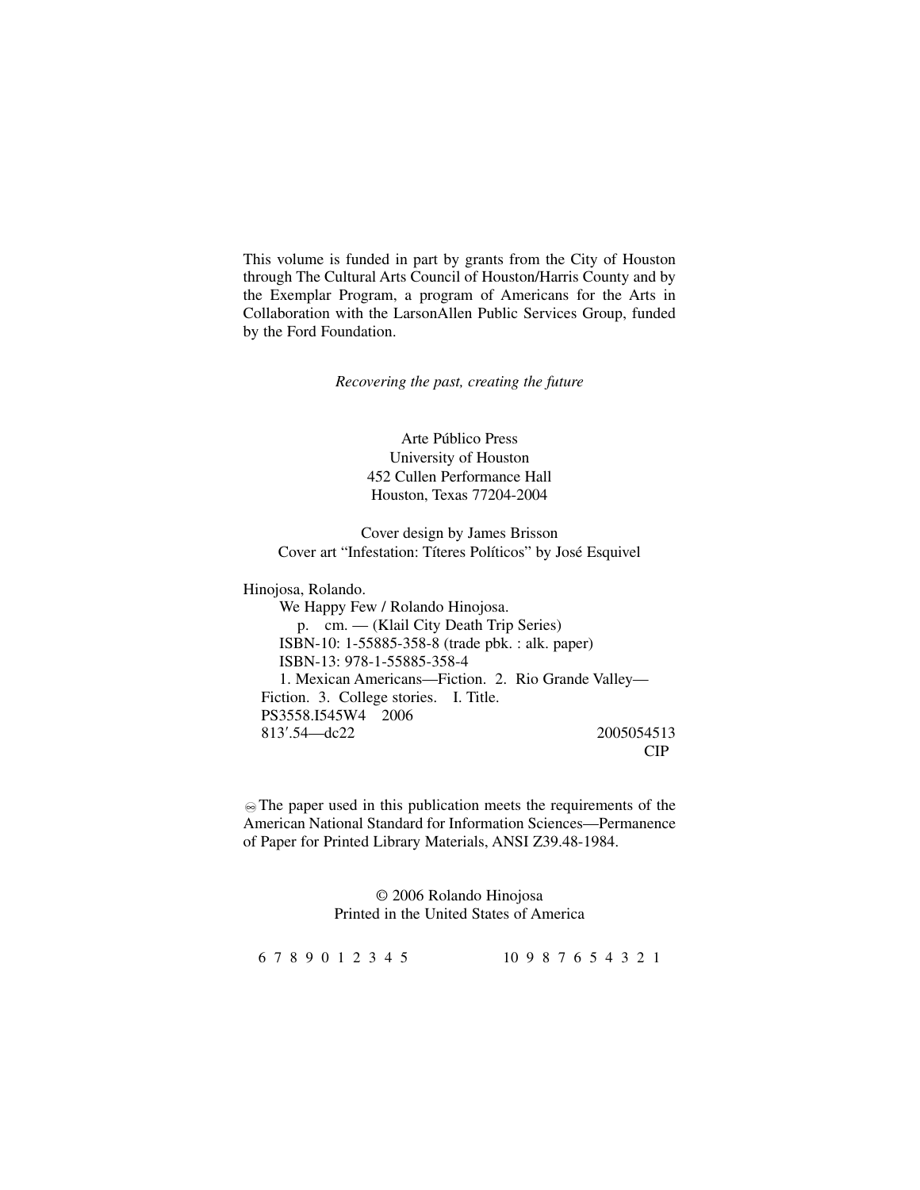This volume is funded in part by grants from the City of Houston through The Cultural Arts Council of Houston/Harris County and by the Exemplar Program, a program of Americans for the Arts in Collaboration with the LarsonAllen Public Services Group, funded by the Ford Foundation.

*Recovering the past, creating the future*

Arte Público Press
University of Houston
452 Cullen Performance Hall
Houston, Texas 77204-2004

Cover design by James Brisson
Cover art "Infestation: Títeres Políticos" by José Esquivel

Hinojosa, Rolando.
We Happy Few / Rolando Hinojosa.
p. cm. — (Klail City Death Trip Series)
ISBN-10: 1-55885-358-8 (trade pbk. : alk. paper)
ISBN-13: 978-1-55885-358-4
1. Mexican Americans—Fiction. 2. Rio Grande Valley—Fiction. 3. College stories. I. Title.
PS3558.I545W4 2006
813′.54—dc22 2005054513
CIP

♾ The paper used in this publication meets the requirements of the American National Standard for Information Sciences—Permanence of Paper for Printed Library Materials, ANSI Z39.48-1984.

© 2006 Rolando Hinojosa
Printed in the United States of America

6 7 8 9 0 1 2 3 4 5 10 9 8 7 6 5 4 3 2 1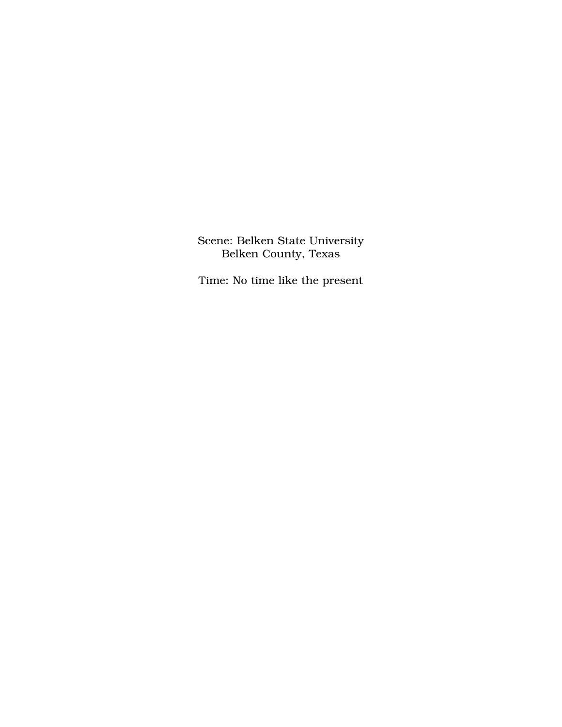Scene: Belken State University
Belken County, Texas

Time: No time like the present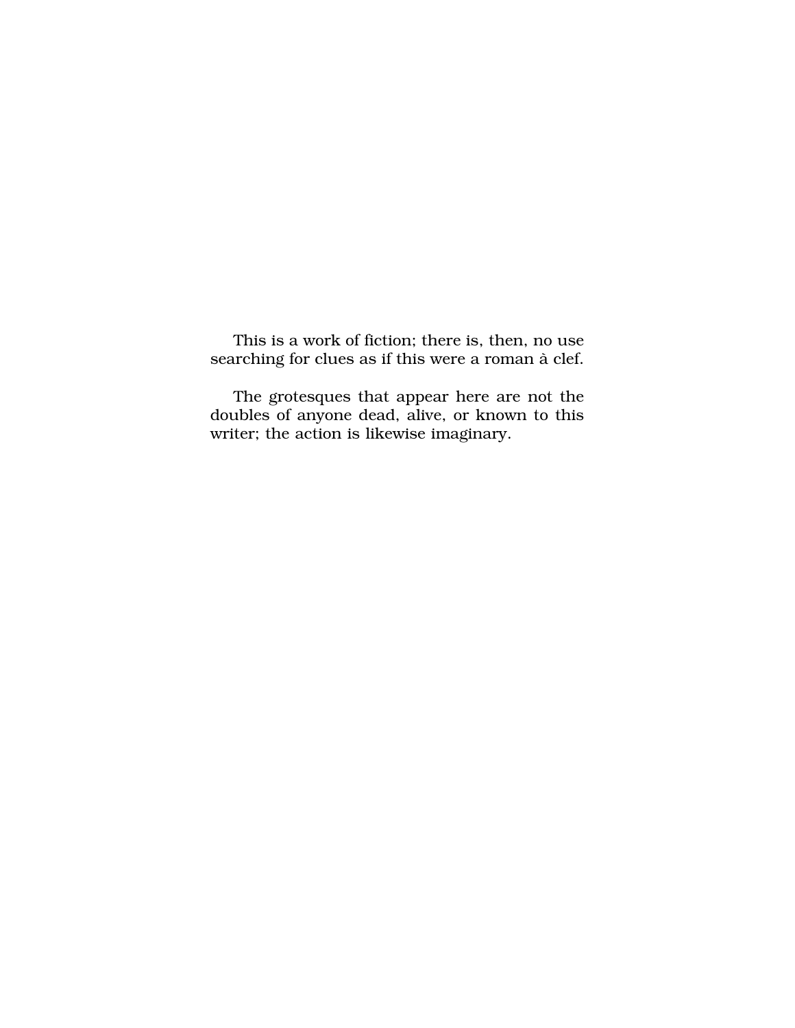This is a work of fiction; there is, then, no use searching for clues as if this were a roman à clef.

The grotesques that appear here are not the doubles of anyone dead, alive, or known to this writer; the action is likewise imaginary.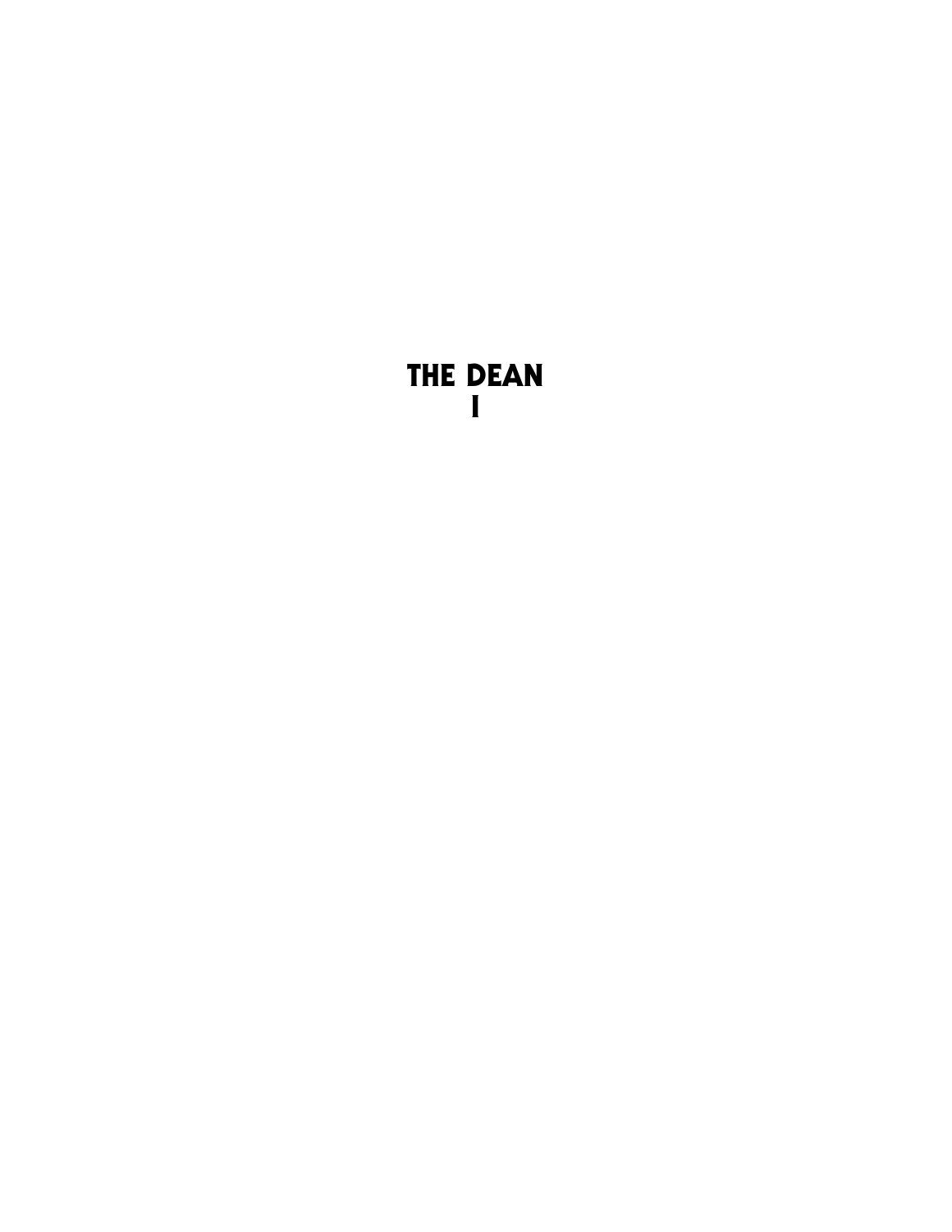# THE DEAN
# I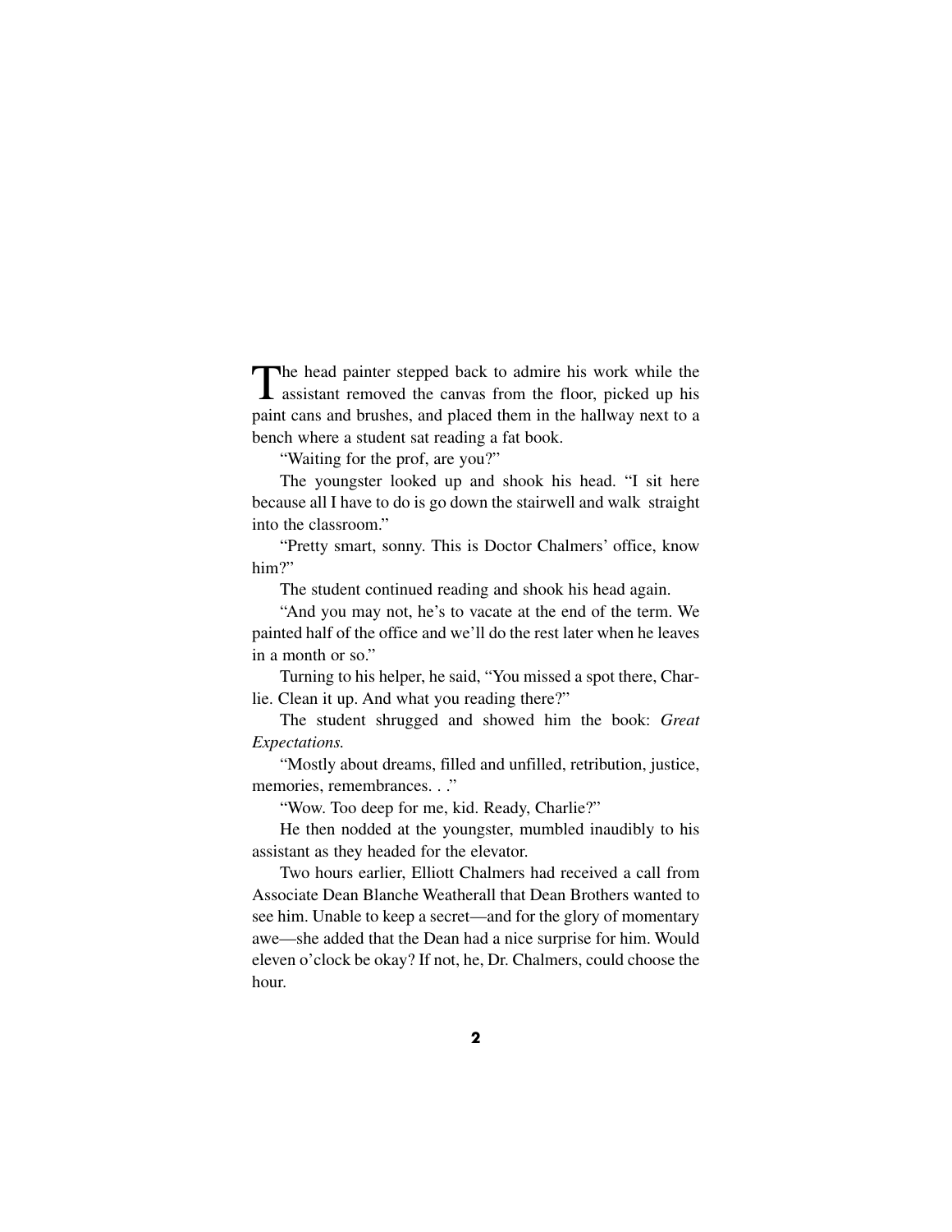The head painter stepped back to admire his work while the assistant removed the canvas from the floor, picked up his paint cans and brushes, and placed them in the hallway next to a bench where a student sat reading a fat book.

"Waiting for the prof, are you?"

The youngster looked up and shook his head. "I sit here because all I have to do is go down the stairwell and walk straight into the classroom."

"Pretty smart, sonny. This is Doctor Chalmers' office, know him?"

The student continued reading and shook his head again.

"And you may not, he's to vacate at the end of the term. We painted half of the office and we'll do the rest later when he leaves in a month or so."

Turning to his helper, he said, "You missed a spot there, Charlie. Clean it up. And what you reading there?"

The student shrugged and showed him the book: *Great Expectations.*

"Mostly about dreams, filled and unfilled, retribution, justice, memories, remembrances. . ."

"Wow. Too deep for me, kid. Ready, Charlie?"

He then nodded at the youngster, mumbled inaudibly to his assistant as they headed for the elevator.

Two hours earlier, Elliott Chalmers had received a call from Associate Dean Blanche Weatherall that Dean Brothers wanted to see him. Unable to keep a secret—and for the glory of momentary awe—she added that the Dean had a nice surprise for him. Would eleven o'clock be okay? If not, he, Dr. Chalmers, could choose the hour.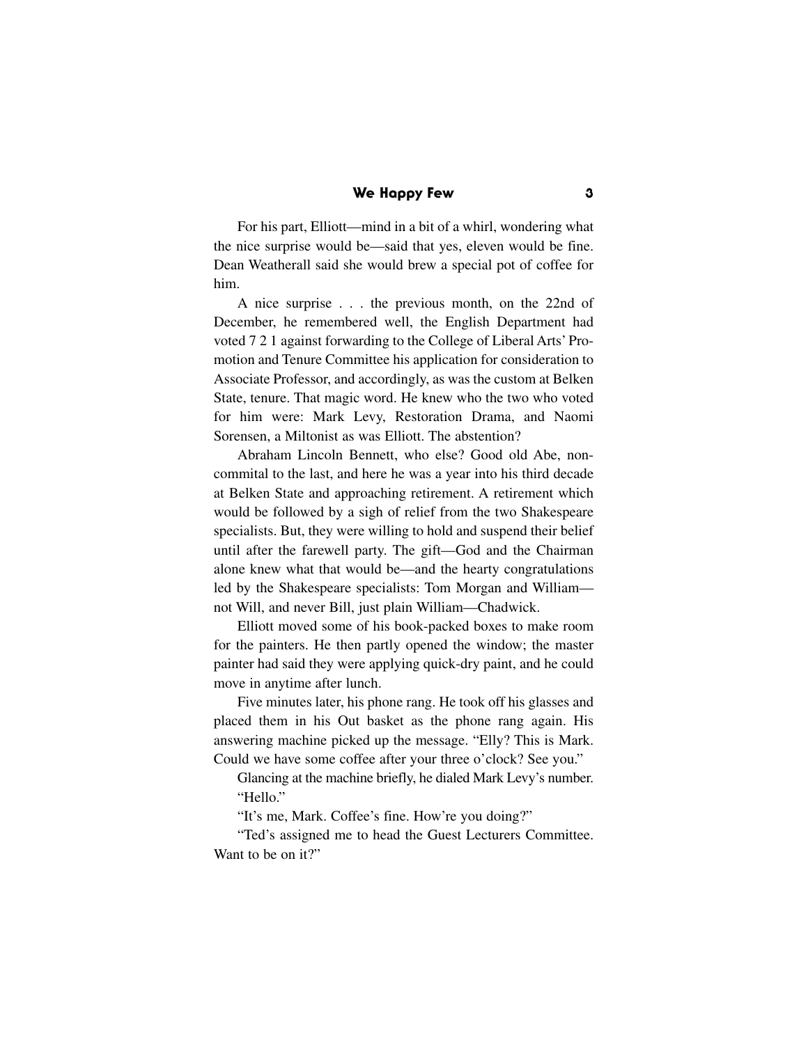For his part, Elliott—mind in a bit of a whirl, wondering what the nice surprise would be—said that yes, eleven would be fine. Dean Weatherall said she would brew a special pot of coffee for him.

A nice surprise . . . the previous month, on the 22nd of December, he remembered well, the English Department had voted 7 2 1 against forwarding to the College of Liberal Arts' Promotion and Tenure Committee his application for consideration to Associate Professor, and accordingly, as was the custom at Belken State, tenure. That magic word. He knew who the two who voted for him were: Mark Levy, Restoration Drama, and Naomi Sorensen, a Miltonist as was Elliott. The abstention?

Abraham Lincoln Bennett, who else? Good old Abe, noncommital to the last, and here he was a year into his third decade at Belken State and approaching retirement. A retirement which would be followed by a sigh of relief from the two Shakespeare specialists. But, they were willing to hold and suspend their belief until after the farewell party. The gift—God and the Chairman alone knew what that would be—and the hearty congratulations led by the Shakespeare specialists: Tom Morgan and William—not Will, and never Bill, just plain William—Chadwick.

Elliott moved some of his book-packed boxes to make room for the painters. He then partly opened the window; the master painter had said they were applying quick-dry paint, and he could move in anytime after lunch.

Five minutes later, his phone rang. He took off his glasses and placed them in his Out basket as the phone rang again. His answering machine picked up the message. "Elly? This is Mark. Could we have some coffee after your three o'clock? See you."

Glancing at the machine briefly, he dialed Mark Levy's number.

"Hello."

"It's me, Mark. Coffee's fine. How're you doing?"

"Ted's assigned me to head the Guest Lecturers Committee. Want to be on it?"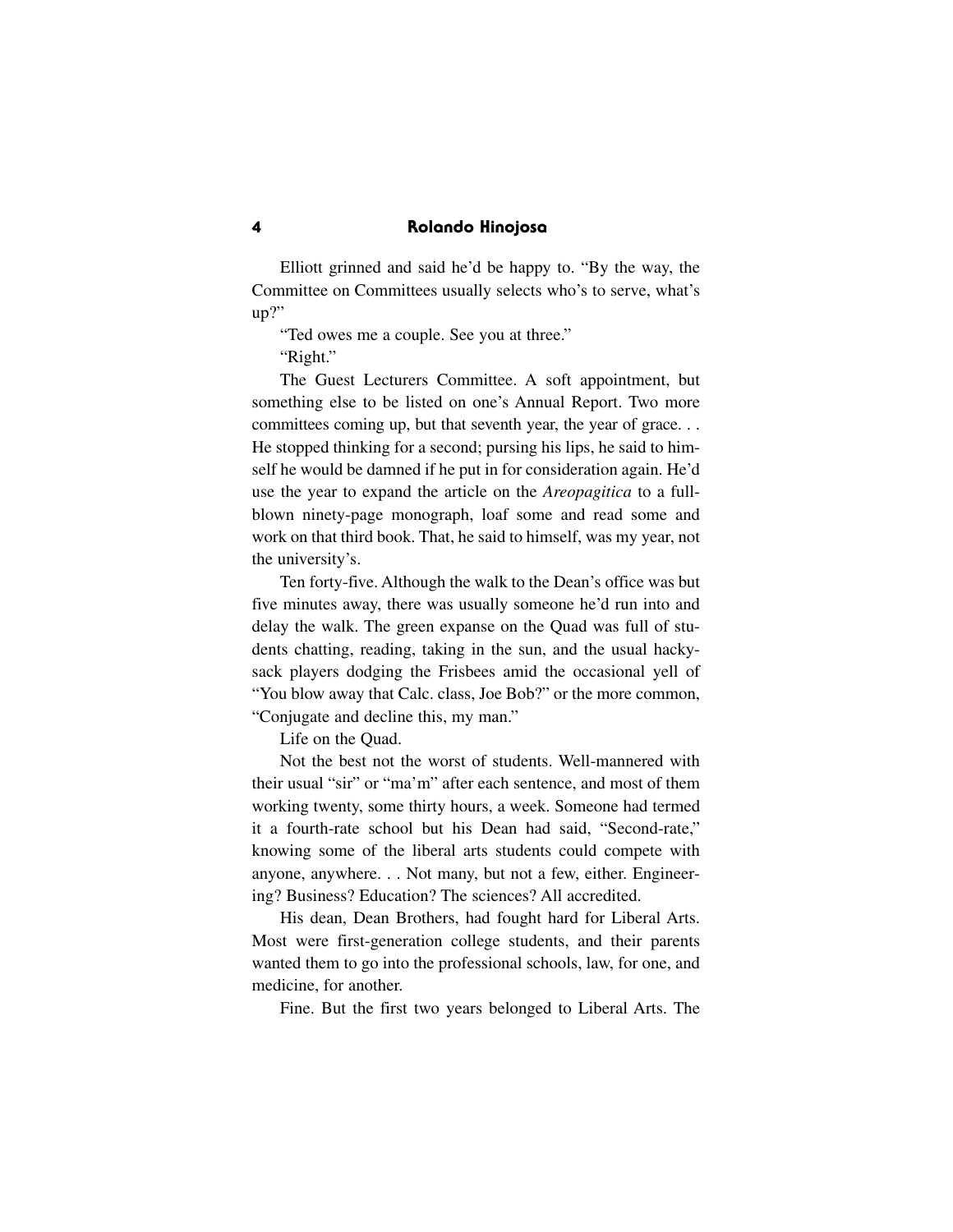Elliott grinned and said he'd be happy to. "By the way, the Committee on Committees usually selects who's to serve, what's up?"

"Ted owes me a couple. See you at three."

"Right."

The Guest Lecturers Committee. A soft appointment, but something else to be listed on one's Annual Report. Two more committees coming up, but that seventh year, the year of grace. . . He stopped thinking for a second; pursing his lips, he said to himself he would be damned if he put in for consideration again. He'd use the year to expand the article on the *Areopagitica* to a full-blown ninety-page monograph, loaf some and read some and work on that third book. That, he said to himself, was my year, not the university's.

Ten forty-five. Although the walk to the Dean's office was but five minutes away, there was usually someone he'd run into and delay the walk. The green expanse on the Quad was full of students chatting, reading, taking in the sun, and the usual hacky-sack players dodging the Frisbees amid the occasional yell of "You blow away that Calc. class, Joe Bob?" or the more common, "Conjugate and decline this, my man."

Life on the Quad.

Not the best not the worst of students. Well-mannered with their usual "sir" or "ma'm" after each sentence, and most of them working twenty, some thirty hours, a week. Someone had termed it a fourth-rate school but his Dean had said, "Second-rate," knowing some of the liberal arts students could compete with anyone, anywhere. . . Not many, but not a few, either. Engineering? Business? Education? The sciences? All accredited.

His dean, Dean Brothers, had fought hard for Liberal Arts. Most were first-generation college students, and their parents wanted them to go into the professional schools, law, for one, and medicine, for another.

Fine. But the first two years belonged to Liberal Arts. The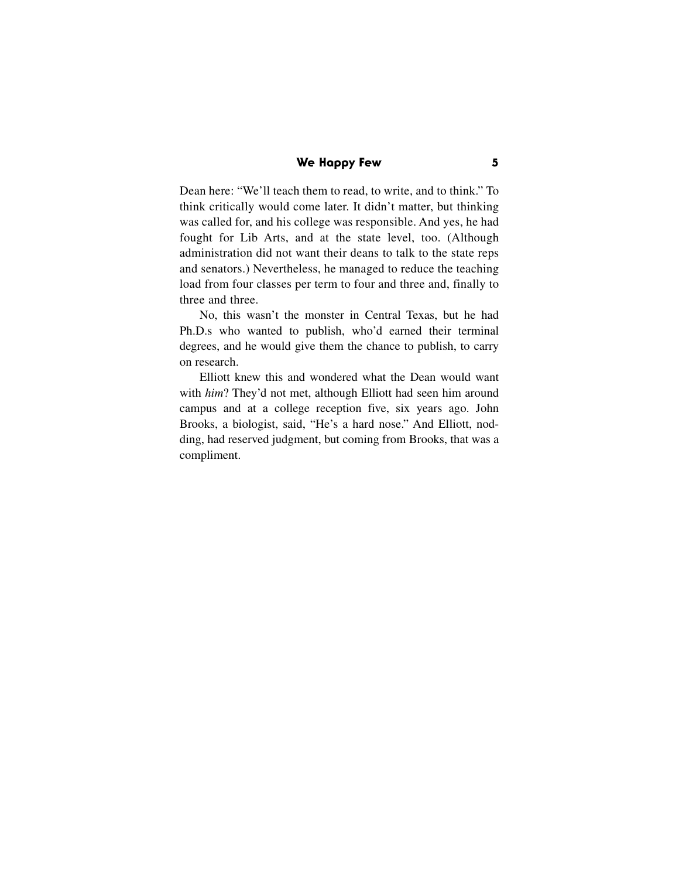Dean here: "We'll teach them to read, to write, and to think." To think critically would come later. It didn't matter, but thinking was called for, and his college was responsible. And yes, he had fought for Lib Arts, and at the state level, too. (Although administration did not want their deans to talk to the state reps and senators.) Nevertheless, he managed to reduce the teaching load from four classes per term to four and three and, finally to three and three.

No, this wasn't the monster in Central Texas, but he had Ph.D.s who wanted to publish, who'd earned their terminal degrees, and he would give them the chance to publish, to carry on research.

Elliott knew this and wondered what the Dean would want with *him*? They'd not met, although Elliott had seen him around campus and at a college reception five, six years ago. John Brooks, a biologist, said, "He's a hard nose." And Elliott, nodding, had reserved judgment, but coming from Brooks, that was a compliment.